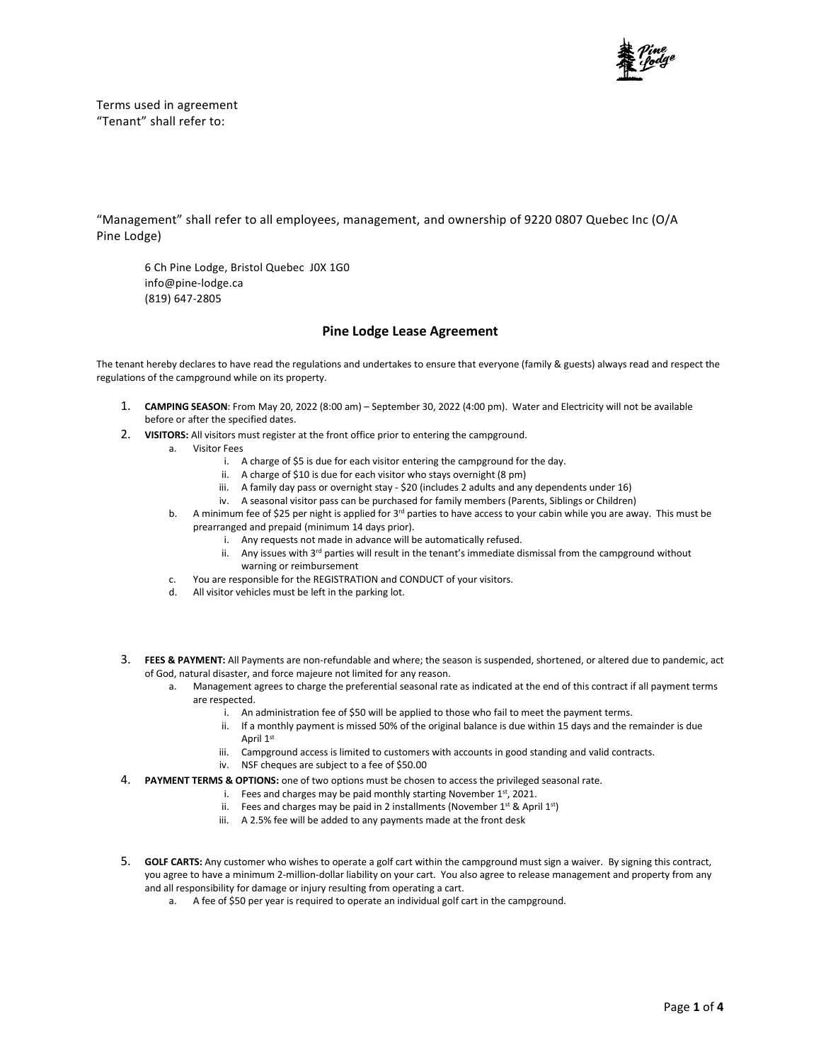Terms used in agreement
"Tenant" shall refer to:

"Management" shall refer to all employees, management, and ownership of 9220 0807 Quebec Inc (O/A Pine Lodge)

6 Ch Pine Lodge, Bristol Quebec J0X 1G0
info@pine-lodge.ca
(819) 647-2805

## Pine Lodge Lease Agreement

The tenant hereby declares to have read the regulations and undertakes to ensure that everyone (family & guests) always read and respect the regulations of the campground while on its property.

1. **CAMPING SEASON**: From May 20, 2022 (8:00 am) – September 30, 2022 (4:00 pm). Water and Electricity will not be available before or after the specified dates.
2. **VISITORS:** All visitors must register at the front office prior to entering the campground.
   a. Visitor Fees
      i. A charge of $5 is due for each visitor entering the campground for the day.
      ii. A charge of $10 is due for each visitor who stays overnight (8 pm)
      iii. A family day pass or overnight stay - $20 (includes 2 adults and any dependents under 16)
      iv. A seasonal visitor pass can be purchased for family members (Parents, Siblings or Children)
   b. A minimum fee of $25 per night is applied for 3rd parties to have access to your cabin while you are away. This must be prearranged and prepaid (minimum 14 days prior).
      i. Any requests not made in advance will be automatically refused.
      ii. Any issues with 3rd parties will result in the tenant's immediate dismissal from the campground without warning or reimbursement
   c. You are responsible for the REGISTRATION and CONDUCT of your visitors.
   d. All visitor vehicles must be left in the parking lot.
3. **FEES & PAYMENT:** All Payments are non-refundable and where; the season is suspended, shortened, or altered due to pandemic, act of God, natural disaster, and force majeure not limited for any reason.
   a. Management agrees to charge the preferential seasonal rate as indicated at the end of this contract if all payment terms are respected.
      i. An administration fee of $50 will be applied to those who fail to meet the payment terms.
      ii. If a monthly payment is missed 50% of the original balance is due within 15 days and the remainder is due April 1st
      iii. Campground access is limited to customers with accounts in good standing and valid contracts.
      iv. NSF cheques are subject to a fee of $50.00
4. **PAYMENT TERMS & OPTIONS:** one of two options must be chosen to access the privileged seasonal rate.
      i. Fees and charges may be paid monthly starting November 1st, 2021.
      ii. Fees and charges may be paid in 2 installments (November 1st & April 1st)
      iii. A 2.5% fee will be added to any payments made at the front desk
5. **GOLF CARTS:** Any customer who wishes to operate a golf cart within the campground must sign a waiver. By signing this contract, you agree to have a minimum 2-million-dollar liability on your cart. You also agree to release management and property from any and all responsibility for damage or injury resulting from operating a cart.
   a. A fee of $50 per year is required to operate an individual golf cart in the campground.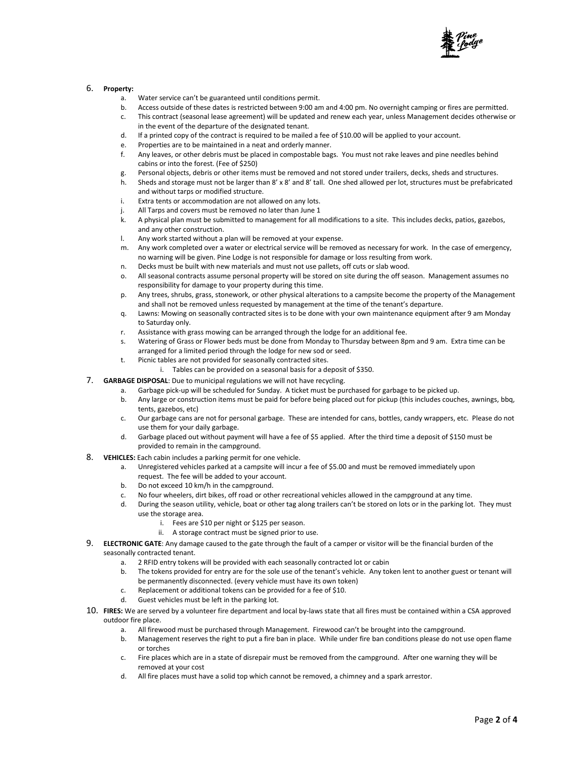6. **Property:**
    a. Water service can't be guaranteed until conditions permit.
    b. Access outside of these dates is restricted between 9:00 am and 4:00 pm. No overnight camping or fires are permitted.
    c. This contract (seasonal lease agreement) will be updated and renew each year, unless Management decides otherwise or in the event of the departure of the designated tenant.
    d. If a printed copy of the contract is required to be mailed a fee of $10.00 will be applied to your account.
    e. Properties are to be maintained in a neat and orderly manner.
    f. Any leaves, or other debris must be placed in compostable bags. You must not rake leaves and pine needles behind cabins or into the forest. (Fee of $250)
    g. Personal objects, debris or other items must be removed and not stored under trailers, decks, sheds and structures.
    h. Sheds and storage must not be larger than 8' x 8' and 8' tall. One shed allowed per lot, structures must be prefabricated and without tarps or modified structure.
    i. Extra tents or accommodation are not allowed on any lots.
    j. All Tarps and covers must be removed no later than June 1
    k. A physical plan must be submitted to management for all modifications to a site. This includes decks, patios, gazebos, and any other construction.
    l. Any work started without a plan will be removed at your expense.
    m. Any work completed over a water or electrical service will be removed as necessary for work. In the case of emergency, no warning will be given. Pine Lodge is not responsible for damage or loss resulting from work.
    n. Decks must be built with new materials and must not use pallets, off cuts or slab wood.
    o. All seasonal contracts assume personal property will be stored on site during the off season. Management assumes no responsibility for damage to your property during this time.
    p. Any trees, shrubs, grass, stonework, or other physical alterations to a campsite become the property of the Management and shall not be removed unless requested by management at the time of the tenant's departure.
    q. Lawns: Mowing on seasonally contracted sites is to be done with your own maintenance equipment after 9 am Monday to Saturday only.
    r. Assistance with grass mowing can be arranged through the lodge for an additional fee.
    s. Watering of Grass or Flower beds must be done from Monday to Thursday between 8pm and 9 am. Extra time can be arranged for a limited period through the lodge for new sod or seed.
    t. Picnic tables are not provided for seasonally contracted sites.
        i. Tables can be provided on a seasonal basis for a deposit of $350.
7. **GARBAGE DISPOSAL**: Due to municipal regulations we will not have recycling.
    a. Garbage pick-up will be scheduled for Sunday. A ticket must be purchased for garbage to be picked up.
    b. Any large or construction items must be paid for before being placed out for pickup (this includes couches, awnings, bbq, tents, gazebos, etc)
    c. Our garbage cans are not for personal garbage. These are intended for cans, bottles, candy wrappers, etc. Please do not use them for your daily garbage.
    d. Garbage placed out without payment will have a fee of $5 applied. After the third time a deposit of $150 must be provided to remain in the campground.
8. **VEHICLES:** Each cabin includes a parking permit for one vehicle.
    a. Unregistered vehicles parked at a campsite will incur a fee of $5.00 and must be removed immediately upon request. The fee will be added to your account.
    b. Do not exceed 10 km/h in the campground.
    c. No four wheelers, dirt bikes, off road or other recreational vehicles allowed in the campground at any time.
    d. During the season utility, vehicle, boat or other tag along trailers can't be stored on lots or in the parking lot. They must use the storage area.
        i. Fees are $10 per night or $125 per season.
        ii. A storage contract must be signed prior to use.
9. **ELECTRONIC GATE**: Any damage caused to the gate through the fault of a camper or visitor will be the financial burden of the seasonally contracted tenant.
    a. 2 RFID entry tokens will be provided with each seasonally contracted lot or cabin
    b. The tokens provided for entry are for the sole use of the tenant's vehicle. Any token lent to another guest or tenant will be permanently disconnected. (every vehicle must have its own token)
    c. Replacement or additional tokens can be provided for a fee of $10.
    d. Guest vehicles must be left in the parking lot.
10. **FIRES:** We are served by a volunteer fire department and local by-laws state that all fires must be contained within a CSA approved outdoor fire place.
    a. All firewood must be purchased through Management. Firewood can't be brought into the campground.
    b. Management reserves the right to put a fire ban in place. While under fire ban conditions please do not use open flame or torches
    c. Fire places which are in a state of disrepair must be removed from the campground. After one warning they will be removed at your cost
    d. All fire places must have a solid top which cannot be removed, a chimney and a spark arrestor.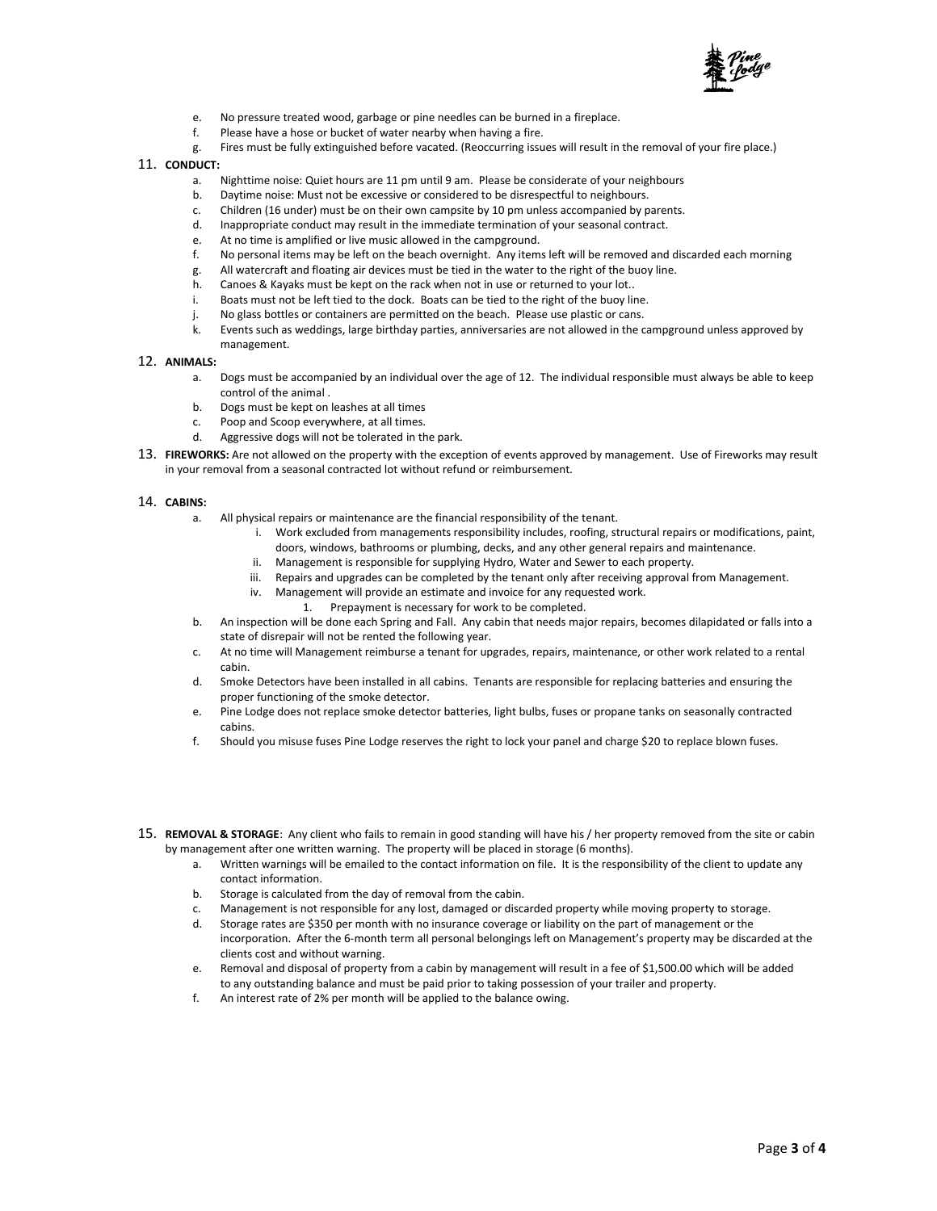e. No pressure treated wood, garbage or pine needles can be burned in a fireplace.
f. Please have a hose or bucket of water nearby when having a fire.
g. Fires must be fully extinguished before vacated. (Reoccurring issues will result in the removal of your fire place.)

11. **CONDUCT:**
    a. Nighttime noise: Quiet hours are 11 pm until 9 am. Please be considerate of your neighbours
    b. Daytime noise: Must not be excessive or considered to be disrespectful to neighbours.
    c. Children (16 under) must be on their own campsite by 10 pm unless accompanied by parents.
    d. Inappropriate conduct may result in the immediate termination of your seasonal contract.
    e. At no time is amplified or live music allowed in the campground.
    f. No personal items may be left on the beach overnight. Any items left will be removed and discarded each morning
    g. All watercraft and floating air devices must be tied in the water to the right of the buoy line.
    h. Canoes & Kayaks must be kept on the rack when not in use or returned to your lot..
    i. Boats must not be left tied to the dock. Boats can be tied to the right of the buoy line.
    j. No glass bottles or containers are permitted on the beach. Please use plastic or cans.
    k. Events such as weddings, large birthday parties, anniversaries are not allowed in the campground unless approved by management.

12. **ANIMALS:**
    a. Dogs must be accompanied by an individual over the age of 12. The individual responsible must always be able to keep control of the animal .
    b. Dogs must be kept on leashes at all times
    c. Poop and Scoop everywhere, at all times.
    d. Aggressive dogs will not be tolerated in the park.

13. **FIREWORKS:** Are not allowed on the property with the exception of events approved by management. Use of Fireworks may result in your removal from a seasonal contracted lot without refund or reimbursement.

14. **CABINS:**
    a. All physical repairs or maintenance are the financial responsibility of the tenant.
       i. Work excluded from managements responsibility includes, roofing, structural repairs or modifications, paint, doors, windows, bathrooms or plumbing, decks, and any other general repairs and maintenance.
       ii. Management is responsible for supplying Hydro, Water and Sewer to each property.
       iii. Repairs and upgrades can be completed by the tenant only after receiving approval from Management.
       iv. Management will provide an estimate and invoice for any requested work.
          1. Prepayment is necessary for work to be completed.
    b. An inspection will be done each Spring and Fall. Any cabin that needs major repairs, becomes dilapidated or falls into a state of disrepair will not be rented the following year.
    c. At no time will Management reimburse a tenant for upgrades, repairs, maintenance, or other work related to a rental cabin.
    d. Smoke Detectors have been installed in all cabins. Tenants are responsible for replacing batteries and ensuring the proper functioning of the smoke detector.
    e. Pine Lodge does not replace smoke detector batteries, light bulbs, fuses or propane tanks on seasonally contracted cabins.
    f. Should you misuse fuses Pine Lodge reserves the right to lock your panel and charge $20 to replace blown fuses.

15. **REMOVAL & STORAGE**: Any client who fails to remain in good standing will have his / her property removed from the site or cabin by management after one written warning. The property will be placed in storage (6 months).
    a. Written warnings will be emailed to the contact information on file. It is the responsibility of the client to update any contact information.
    b. Storage is calculated from the day of removal from the cabin.
    c. Management is not responsible for any lost, damaged or discarded property while moving property to storage.
    d. Storage rates are $350 per month with no insurance coverage or liability on the part of management or the incorporation. After the 6-month term all personal belongings left on Management's property may be discarded at the clients cost and without warning.
    e. Removal and disposal of property from a cabin by management will result in a fee of $1,500.00 which will be added to any outstanding balance and must be paid prior to taking possession of your trailer and property.
    f. An interest rate of 2% per month will be applied to the balance owing.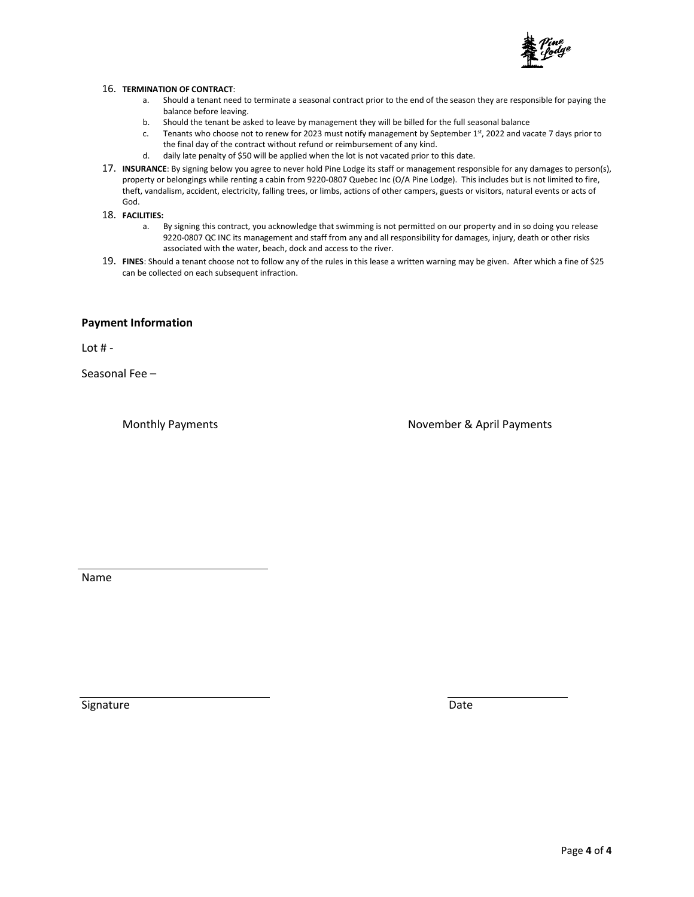16. **TERMINATION OF CONTRACT**:
    a. Should a tenant need to terminate a seasonal contract prior to the end of the season they are responsible for paying the balance before leaving.
    b. Should the tenant be asked to leave by management they will be billed for the full seasonal balance
    c. Tenants who choose not to renew for 2023 must notify management by September 1st, 2022 and vacate 7 days prior to the final day of the contract without refund or reimbursement of any kind.
    d. daily late penalty of $50 will be applied when the lot is not vacated prior to this date.
17. **INSURANCE**: By signing below you agree to never hold Pine Lodge its staff or management responsible for any damages to person(s), property or belongings while renting a cabin from 9220-0807 Quebec Inc (O/A Pine Lodge). This includes but is not limited to fire, theft, vandalism, accident, electricity, falling trees, or limbs, actions of other campers, guests or visitors, natural events or acts of God.
18. **FACILITIES:**
    a. By signing this contract, you acknowledge that swimming is not permitted on our property and in so doing you release 9220-0807 QC INC its management and staff from any and all responsibility for damages, injury, death or other risks associated with the water, beach, dock and access to the river.
19. **FINES**: Should a tenant choose not to follow any of the rules in this lease a written warning may be given. After which a fine of $25 can be collected on each subsequent infraction.

## Payment Information

Lot # -

Seasonal Fee –

Monthly Payments

November & April Payments

\_\_\_\_\_\_\_\_\_\_\_\_\_\_\_\_\_\_\_\_\_\_\_\_\_\_\_\_\_\_

Name

\_\_\_\_\_\_\_\_\_\_\_\_\_\_\_\_\_\_\_\_\_\_\_\_\_\_\_\_\_\_

Signature

\_\_\_\_\_\_\_\_\_\_\_\_\_\_\_\_\_\_\_\_

Date